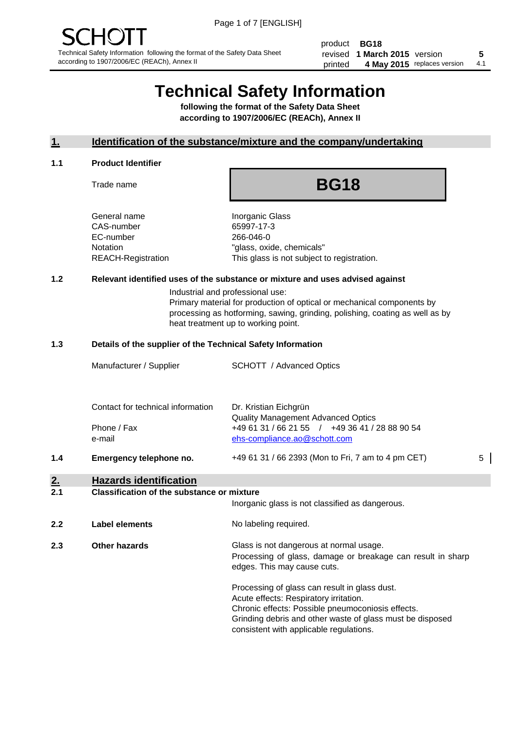SCHOTT

Technical Safety Information following the format of the Safety Data Sheet according to 1907/2006/EC (REACh), Annex II

| | | | |
|---|---|---|---|
| product | **BG18** | | |
| revised | **1 March 2015** | version | **5** |
| printed | **4 May 2015** | replaces version | 4.1 |

# Technical Safety Information

**following the format of the Safety Data Sheet according to 1907/2006/EC (REACh), Annex II**

## 1. Identification of the substance/mixture and the company/undertaking

### 1.1 Product Identifier

| | |
|---|---|
| Trade name | **BG18** |
| General name | Inorganic Glass |
| CAS-number | 65997-17-3 |
| EC-number | 266-046-0 |
| Notation | "glass, oxide, chemicals" |
| REACH-Registration | This glass is not subject to registration. |

### 1.2 Relevant identified uses of the substance or mixture and uses advised against

Industrial and professional use:
Primary material for production of optical or mechanical components by processing as hotforming, sawing, grinding, polishing, coating as well as by heat treatment up to working point.

### 1.3 Details of the supplier of the Technical Safety Information

| | |
|---|---|
| Manufacturer / Supplier | SCHOTT / Advanced Optics |
| Contact for technical information | Dr. Kristian Eichgrün<br>Quality Management Advanced Optics |
| Phone / Fax | +49 61 31 / 66 21 55 / +49 36 41 / 28 88 90 54 |
| e-mail | ehs-compliance.ao@schott.com |

### 1.4 Emergency telephone no.

+49 61 31 / 66 2393 (Mon to Fri, 7 am to 4 pm CET) 5

## 2. Hazards identification

### 2.1 Classification of the substance or mixture

Inorganic glass is not classified as dangerous.

### 2.2 Label elements

No labeling required.

### 2.3 Other hazards

Glass is not dangerous at normal usage.
Processing of glass, damage or breakage can result in sharp edges. This may cause cuts.

Processing of glass can result in glass dust.
Acute effects: Respiratory irritation.
Chronic effects: Possible pneumoconiosis effects.
Grinding debris and other waste of glass must be disposed consistent with applicable regulations.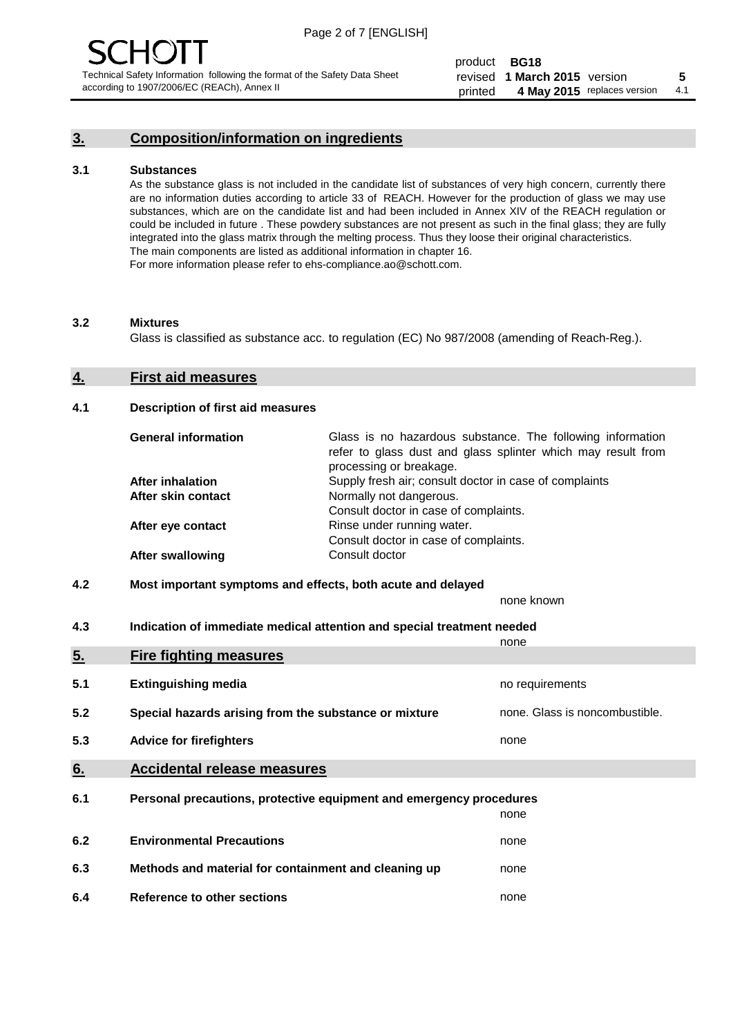## 3. Composition/information on ingredients

### 3.1 Substances

As the substance glass is not included in the candidate list of substances of very high concern, currently there are no information duties according to article 33 of REACH. However for the production of glass we may use substances, which are on the candidate list and had been included in Annex XIV of the REACH regulation or could be included in future . These powdery substances are not present as such in the final glass; they are fully integrated into the glass matrix through the melting process. Thus they loose their original characteristics. The main components are listed as additional information in chapter 16.
For more information please refer to ehs-compliance.ao@schott.com.

### 3.2 Mixtures

Glass is classified as substance acc. to regulation (EC) No 987/2008 (amending of Reach-Reg.).

## 4. First aid measures

### 4.1 Description of first aid measures

| | |
|---|---|
| **General information** | Glass is no hazardous substance. The following information refer to glass dust and glass splinter which may result from processing or breakage. |
| **After inhalation** | Supply fresh air; consult doctor in case of complaints |
| **After skin contact** | Normally not dangerous. Consult doctor in case of complaints. |
| **After eye contact** | Rinse under running water. Consult doctor in case of complaints. |
| **After swallowing** | Consult doctor |

### 4.2 Most important symptoms and effects, both acute and delayed

none known

### 4.3 Indication of immediate medical attention and special treatment needed

none

## 5. Fire fighting measures

| | | |
|---|---|---|
| **5.1** | **Extinguishing media** | no requirements |
| **5.2** | **Special hazards arising from the substance or mixture** | none. Glass is noncombustible. |
| **5.3** | **Advice for firefighters** | none |

## 6. Accidental release measures

| | | |
|---|---|---|
| **6.1** | **Personal precautions, protective equipment and emergency procedures** | none |
| **6.2** | **Environmental Precautions** | none |
| **6.3** | **Methods and material for containment and cleaning up** | none |
| **6.4** | **Reference to other sections** | none |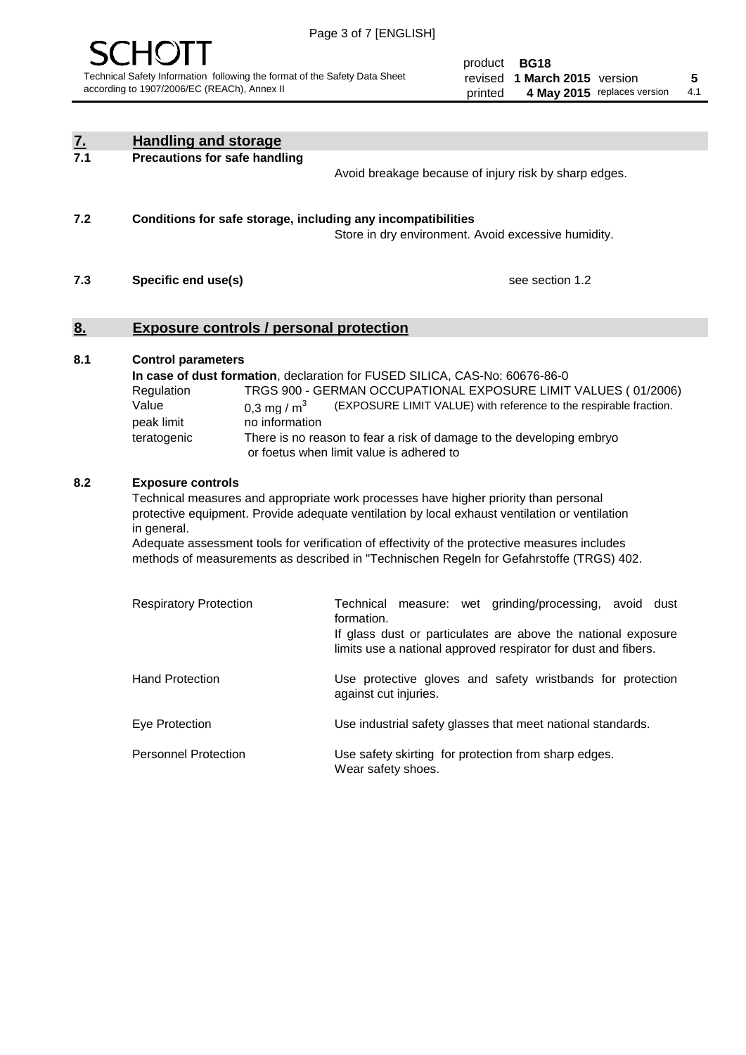## 7. Handling and storage

### 7.1 Precautions for safe handling

Avoid breakage because of injury risk by sharp edges.

### 7.2 Conditions for safe storage, including any incompatibilities

Store in dry environment. Avoid excessive humidity.

### 7.3 Specific end use(s)

see section 1.2

## 8. Exposure controls / personal protection

### 8.1 Control parameters

**In case of dust formation**, declaration for FUSED SILICA, CAS-No: 60676-86-0

| | | |
|---|---|---|
| Regulation | TRGS 900 - GERMAN OCCUPATIONAL EXPOSURE LIMIT VALUES ( 01/2006) | |
| Value | 0,3 mg / $m^3$ | (EXPOSURE LIMIT VALUE) with reference to the respirable fraction. |
| peak limit | no information | |
| teratogenic | There is no reason to fear a risk of damage to the developing embryo or foetus when limit value is adhered to | |

### 8.2 Exposure controls

Technical measures and appropriate work processes have higher priority than personal protective equipment. Provide adequate ventilation by local exhaust ventilation or ventilation in general.

Adequate assessment tools for verification of effectivity of the protective measures includes methods of measurements as described in "Technischen Regeln for Gefahrstoffe (TRGS) 402.

| | |
|---|---|
| Respiratory Protection | Technical measure: wet grinding/processing, avoid dust formation. If glass dust or particulates are above the national exposure limits use a national approved respirator for dust and fibers. |
| Hand Protection | Use protective gloves and safety wristbands for protection against cut injuries. |
| Eye Protection | Use industrial safety glasses that meet national standards. |
| Personnel Protection | Use safety skirting for protection from sharp edges. Wear safety shoes. |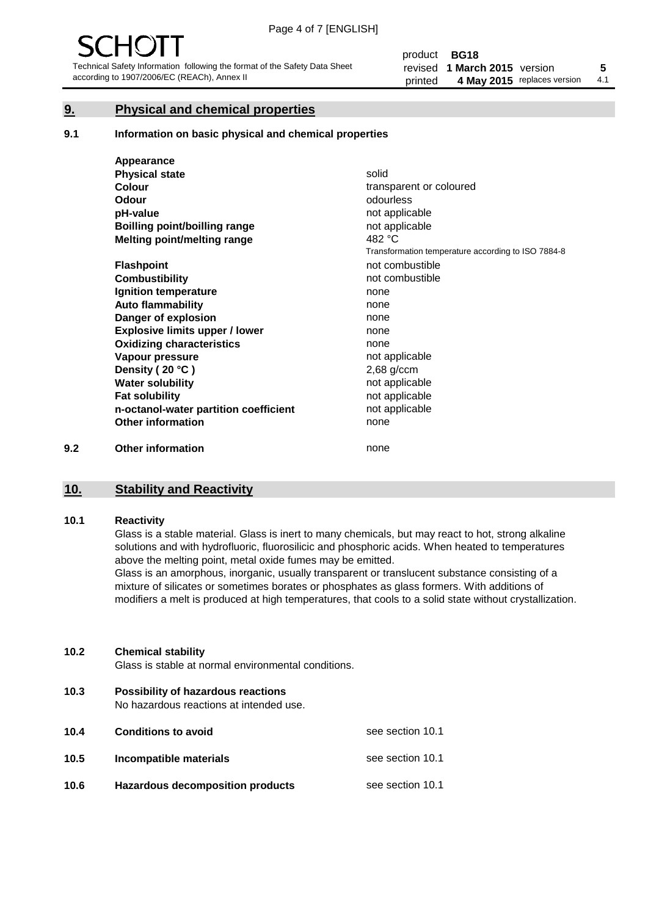## 9. Physical and chemical properties

### 9.1 Information on basic physical and chemical properties

| | |
|---|---|
| **Appearance** | |
| **Physical state** | solid |
| **Colour** | transparent or coloured |
| **Odour** | odourless |
| **pH-value** | not applicable |
| **Boilling point/boilling range** | not applicable |
| **Melting point/melting range** | 482 °C<br>Transformation temperature according to ISO 7884-8 |
| **Flashpoint** | not combustible |
| **Combustibility** | not combustible |
| **Ignition temperature** | none |
| **Auto flammability** | none |
| **Danger of explosion** | none |
| **Explosive limits upper / lower** | none |
| **Oxidizing characteristics** | none |
| **Vapour pressure** | not applicable |
| **Density ( 20 °C )** | 2,68 g/ccm |
| **Water solubility** | not applicable |
| **Fat solubility** | not applicable |
| **n-octanol-water partition coefficient** | not applicable |
| **Other information** | none |

### 9.2 Other information

none

## 10. Stability and Reactivity

### 10.1 Reactivity

Glass is a stable material. Glass is inert to many chemicals, but may react to hot, strong alkaline solutions and with hydrofluoric, fluorosilicic and phosphoric acids. When heated to temperatures above the melting point, metal oxide fumes may be emitted.

Glass is an amorphous, inorganic, usually transparent or translucent substance consisting of a mixture of silicates or sometimes borates or phosphates as glass formers. With additions of modifiers a melt is produced at high temperatures, that cools to a solid state without crystallization.

### 10.2 Chemical stability

Glass is stable at normal environmental conditions.

### 10.3 Possibility of hazardous reactions

No hazardous reactions at intended use.

### 10.4 Conditions to avoid

see section 10.1

### 10.5 Incompatible materials

see section 10.1

### 10.6 Hazardous decomposition products

see section 10.1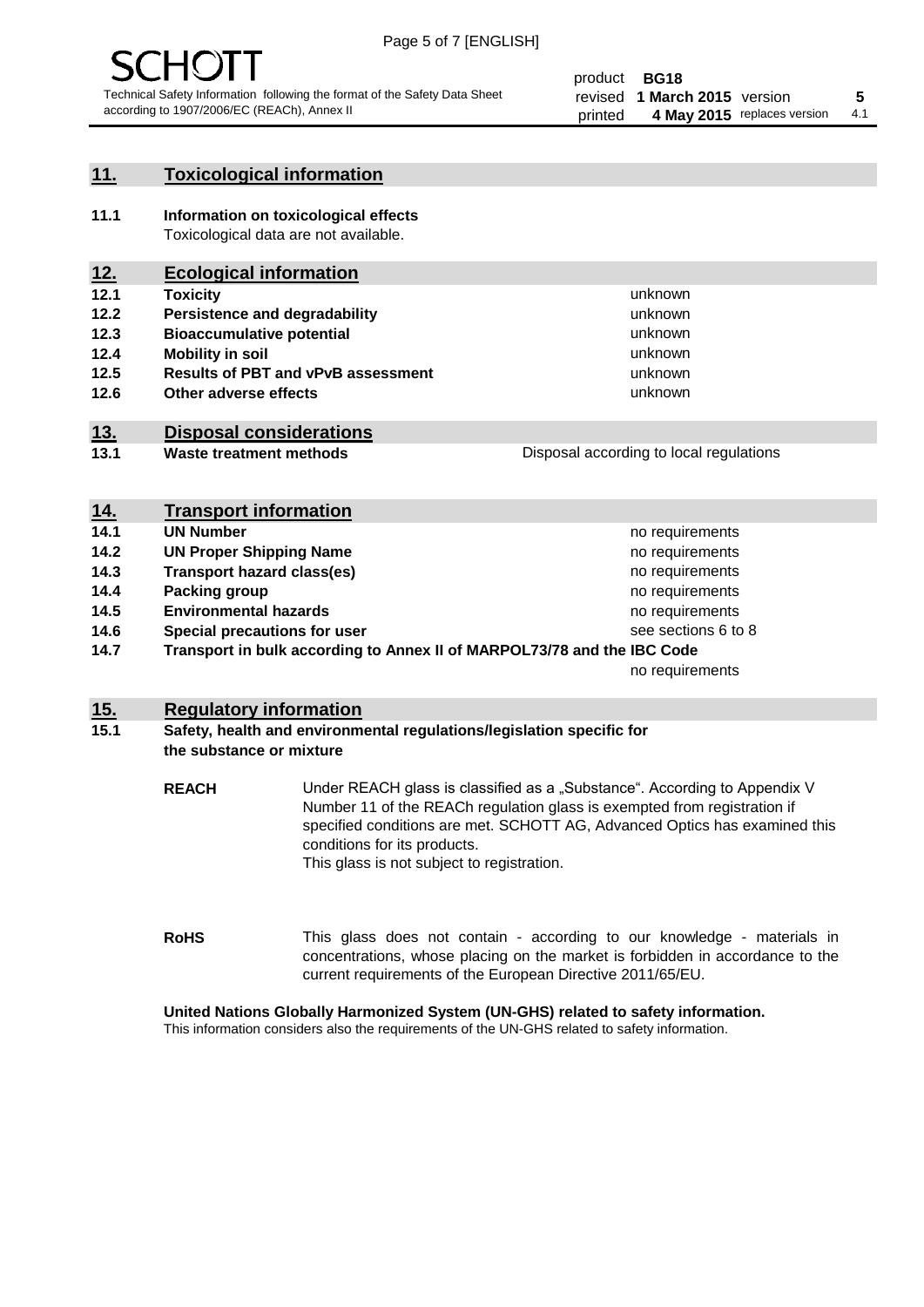## 11. Toxicological information

**11.1 Information on toxicological effects**
Toxicological data are not available.

## 12. Ecological information

| | | |
|---|---|---|
| **12.1** | **Toxicity** | unknown |
| **12.2** | **Persistence and degradability** | unknown |
| **12.3** | **Bioaccumulative potential** | unknown |
| **12.4** | **Mobility in soil** | unknown |
| **12.5** | **Results of PBT and vPvB assessment** | unknown |
| **12.6** | **Other adverse effects** | unknown |

## 13. Disposal considerations

| | | |
|---|---|---|
| **13.1** | **Waste treatment methods** | Disposal according to local regulations |

## 14. Transport information

| | | |
|---|---|---|
| **14.1** | **UN Number** | no requirements |
| **14.2** | **UN Proper Shipping Name** | no requirements |
| **14.3** | **Transport hazard class(es)** | no requirements |
| **14.4** | **Packing group** | no requirements |
| **14.5** | **Environmental hazards** | no requirements |
| **14.6** | **Special precautions for user** | see sections 6 to 8 |
| **14.7** | **Transport in bulk according to Annex II of MARPOL73/78 and the IBC Code** | no requirements |

## 15. Regulatory information

**15.1 Safety, health and environmental regulations/legislation specific for the substance or mixture**

**REACH** Under REACH glass is classified as a „Substance“. According to Appendix V Number 11 of the REACh regulation glass is exempted from registration if specified conditions are met. SCHOTT AG, Advanced Optics has examined this conditions for its products.
This glass is not subject to registration.

**RoHS** This glass does not contain - according to our knowledge - materials in concentrations, whose placing on the market is forbidden in accordance to the current requirements of the European Directive 2011/65/EU.

**United Nations Globally Harmonized System (UN-GHS) related to safety information.**
This information considers also the requirements of the UN-GHS related to safety information.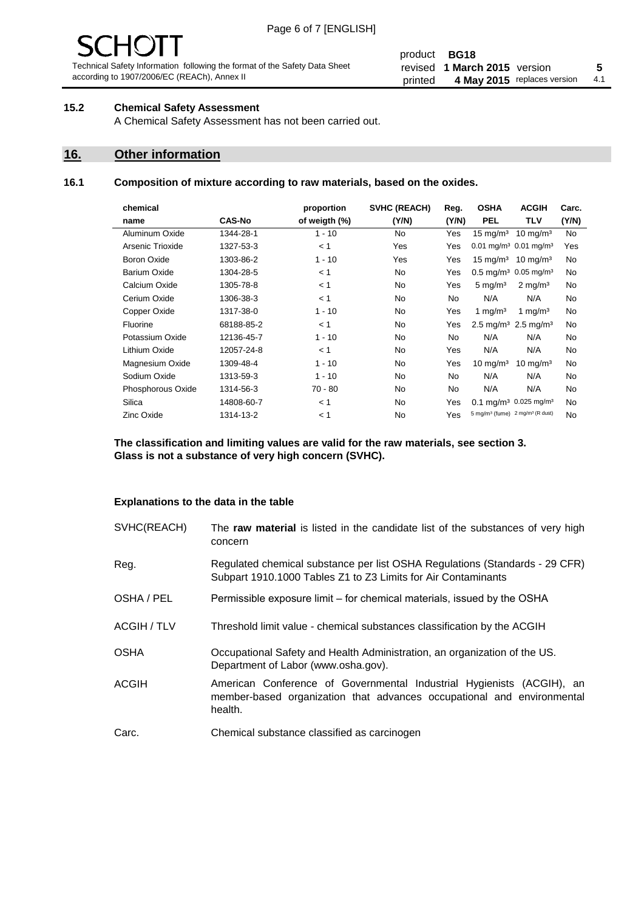### 15.2 Chemical Safety Assessment

A Chemical Safety Assessment has not been carried out.

## 16. Other information

### 16.1 Composition of mixture according to raw materials, based on the oxides.

| chemical name | CAS-No | proportion of weigth (%) | SVHC (REACH) (Y/N) | Reg. (Y/N) | OSHA PEL | ACGIH TLV | Carc. (Y/N) |
|---|---|---|---|---|---|---|---|
| Aluminum Oxide | 1344-28-1 | 1 - 10 | No | Yes | 15 mg/m³ | 10 mg/m³ | No |
| Arsenic Trioxide | 1327-53-3 | < 1 | Yes | Yes | 0.01 mg/m³ | 0.01 mg/m³ | Yes |
| Boron Oxide | 1303-86-2 | 1 - 10 | Yes | Yes | 15 mg/m³ | 10 mg/m³ | No |
| Barium Oxide | 1304-28-5 | < 1 | No | Yes | 0.5 mg/m³ | 0.05 mg/m³ | No |
| Calcium Oxide | 1305-78-8 | < 1 | No | Yes | 5 mg/m³ | 2 mg/m³ | No |
| Cerium Oxide | 1306-38-3 | < 1 | No | No | N/A | N/A | No |
| Copper Oxide | 1317-38-0 | 1 - 10 | No | Yes | 1 mg/m³ | 1 mg/m³ | No |
| Fluorine | 68188-85-2 | < 1 | No | Yes | 2.5 mg/m³ | 2.5 mg/m³ | No |
| Potassium Oxide | 12136-45-7 | 1 - 10 | No | No | N/A | N/A | No |
| Lithium Oxide | 12057-24-8 | < 1 | No | Yes | N/A | N/A | No |
| Magnesium Oxide | 1309-48-4 | 1 - 10 | No | Yes | 10 mg/m³ | 10 mg/m³ | No |
| Sodium Oxide | 1313-59-3 | 1 - 10 | No | No | N/A | N/A | No |
| Phosphorous Oxide | 1314-56-3 | 70 - 80 | No | No | N/A | N/A | No |
| Silica | 14808-60-7 | < 1 | No | Yes | 0.1 mg/m³ | 0.025 mg/m³ | No |
| Zinc Oxide | 1314-13-2 | < 1 | No | Yes | 5 mg/m³ (fume) | 2 mg/m³ (R dust) | No |

**The classification and limiting values are valid for the raw materials, see section 3.**
**Glass is not a substance of very high concern (SVHC).**

**Explanations to the data in the table**

| | |
|---|---|
| SVHC(REACH) | The **raw material** is listed in the candidate list of the substances of very high concern |
| Reg. | Regulated chemical substance per list OSHA Regulations (Standards - 29 CFR) Subpart 1910.1000 Tables Z1 to Z3 Limits for Air Contaminants |
| OSHA / PEL | Permissible exposure limit – for chemical materials, issued by the OSHA |
| ACGIH / TLV | Threshold limit value - chemical substances classification by the ACGIH |
| OSHA | Occupational Safety and Health Administration, an organization of the US. Department of Labor (www.osha.gov). |
| ACGIH | American Conference of Governmental Industrial Hygienists (ACGIH), an member-based organization that advances occupational and environmental health. |
| Carc. | Chemical substance classified as carcinogen |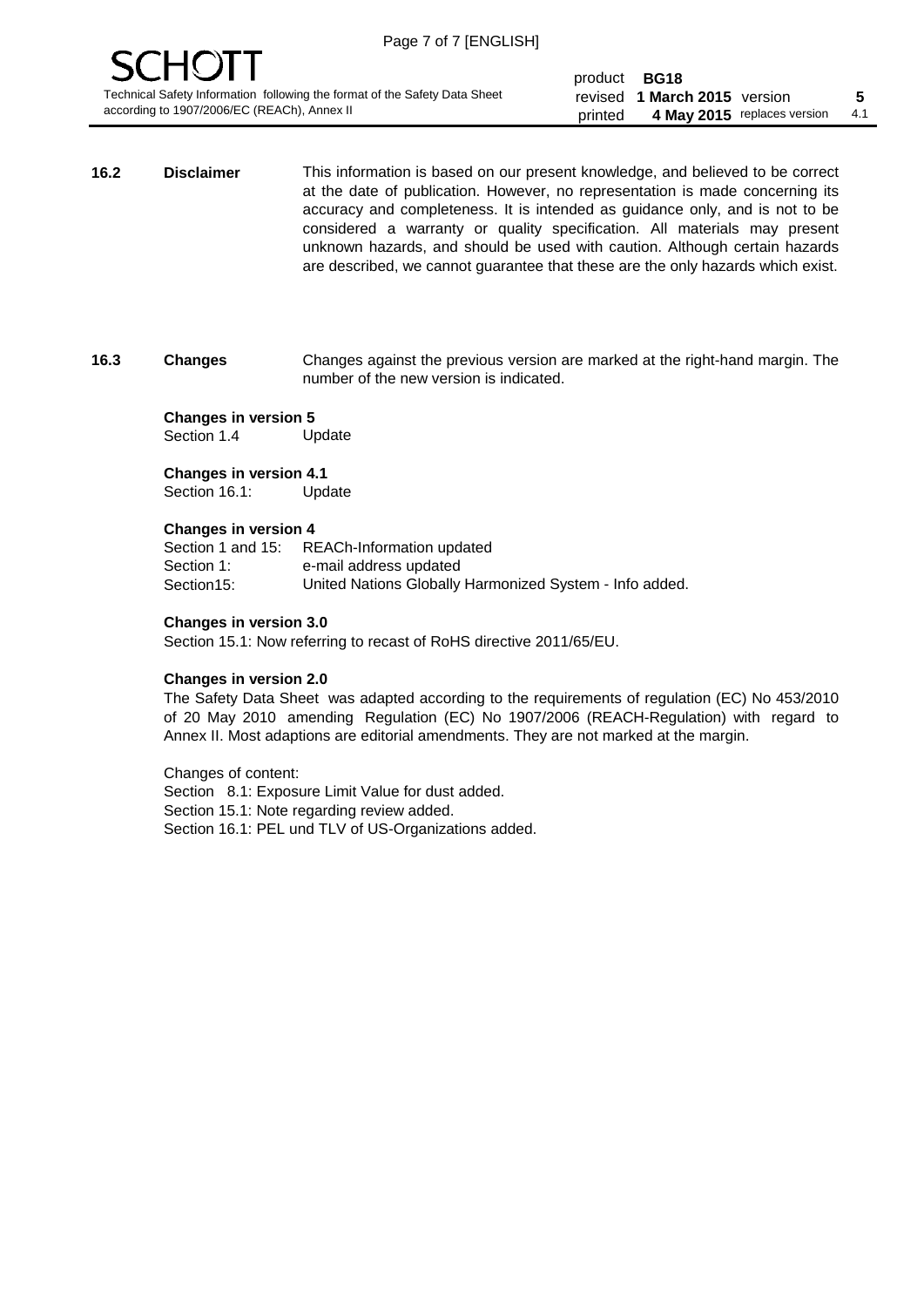**16.2 Disclaimer**

This information is based on our present knowledge, and believed to be correct at the date of publication. However, no representation is made concerning its accuracy and completeness. It is intended as guidance only, and is not to be considered a warranty or quality specification. All materials may present unknown hazards, and should be used with caution. Although certain hazards are described, we cannot guarantee that these are the only hazards which exist.

**16.3 Changes**

Changes against the previous version are marked at the right-hand margin. The number of the new version is indicated.

**Changes in version 5**

Section 1.4 Update

**Changes in version 4.1**

Section 16.1: Update

**Changes in version 4**

| | |
|---|---|
| Section 1 and 15: | REACh-Information updated |
| Section 1: | e-mail address updated |
| Section15: | United Nations Globally Harmonized System - Info added. |

**Changes in version 3.0**

Section 15.1: Now referring to recast of RoHS directive 2011/65/EU.

**Changes in version 2.0**

The Safety Data Sheet was adapted according to the requirements of regulation (EC) No 453/2010 of 20 May 2010 amending Regulation (EC) No 1907/2006 (REACH-Regulation) with regard to Annex II. Most adaptions are editorial amendments. They are not marked at the margin.

Changes of content:
Section 8.1: Exposure Limit Value for dust added.
Section 15.1: Note regarding review added.
Section 16.1: PEL und TLV of US-Organizations added.